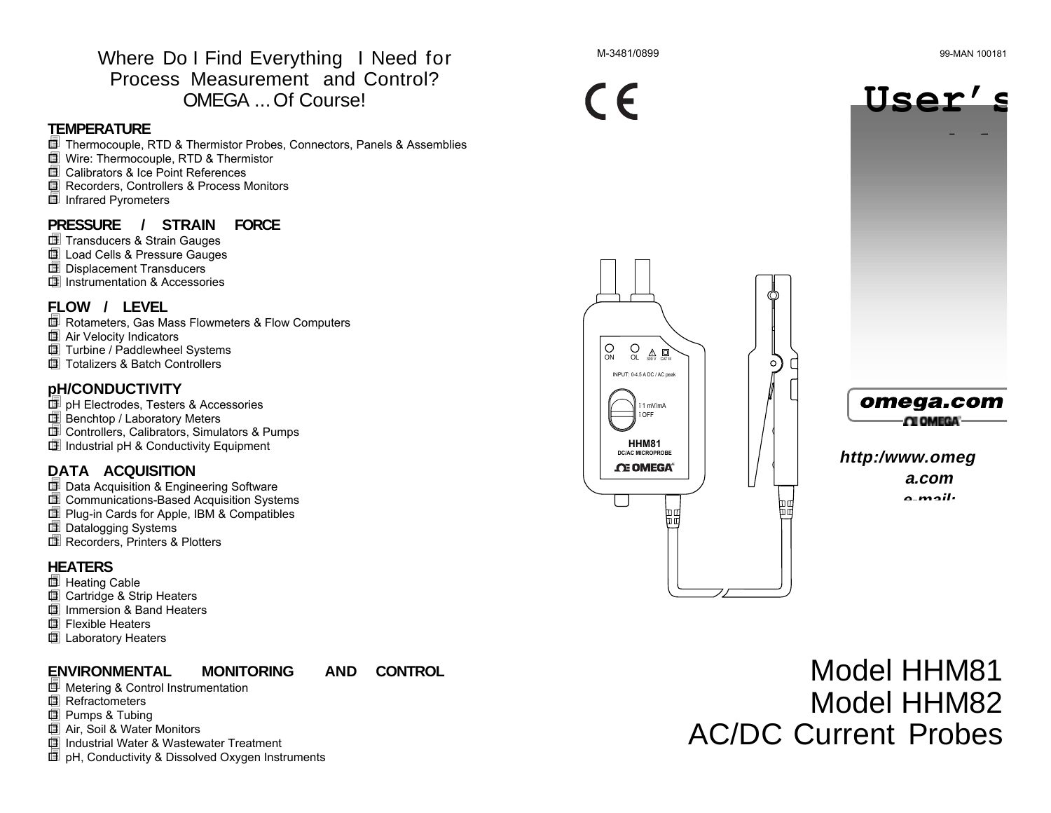# Where Do I Find Everything I Need for Process Measurement and Control? OMEGA ... Of Course!

## TEMPERATURE

- Thermocouple, RTD & Thermistor Probes, Connectors, Panels & Assemblies
- Wire: Thermocouple, RTD & Thermistor
- Calibrators & Ice Point References
- Recorders, Controllers & Process Monitors
- Infrared Pyrometers

## PRESSURE / STRAIN FORCE

- Transducers & Strain Gauges
- Load Cells & Pressure Gauges
- Displacement Transducers
- Instrumentation & Accessories

## FLOW / LEVEL

- Rotameters, Gas Mass Flowmeters & Flow Computers
- Air Velocity Indicators
- Turbine / Paddlewheel Systems
- Totalizers & Batch Controllers

## pH/CONDUCTIVITY

- pH Electrodes, Testers & Accessories
- Benchtop / Laboratory Meters
- Controllers, Calibrators, Simulators & Pumps
- Industrial pH & Conductivity Equipment

## DATA ACQUISITION

- Data Acquisition & Engineering Software
- Communications-Based Acquisition Systems
- Plug-in Cards for Apple, IBM & Compatibles
- Datalogging Systems
- Recorders, Printers & Plotters

## HEATERS

- Heating Cable
- Cartridge & Strip Heaters
- Immersion & Band Heaters
- Flexible Heaters
- Laboratory Heaters

## ENVIRONMENTAL MONITORING AND CONTROL

- Metering & Control Instrumentation
- Refractometers
- Pumps & Tubing
- Air, Soil & Water Monitors
- Industrial Water & Wastewater Treatment
- pH, Conductivity & Dissolved Oxygen Instruments

M-3481/0899

99-MAN 100181

CE

# User's

ON OL 300 V CAT III

INPUT: 0-4.5 A DC / AC peak

1 mV/mA
OFF

HHM81
DC/AC MICROPROBE
OMEGA

omega.com
OMEGA

http:/www.omega.com
e-mail:

# Model HHM81
# Model HHM82
# AC/DC Current Probes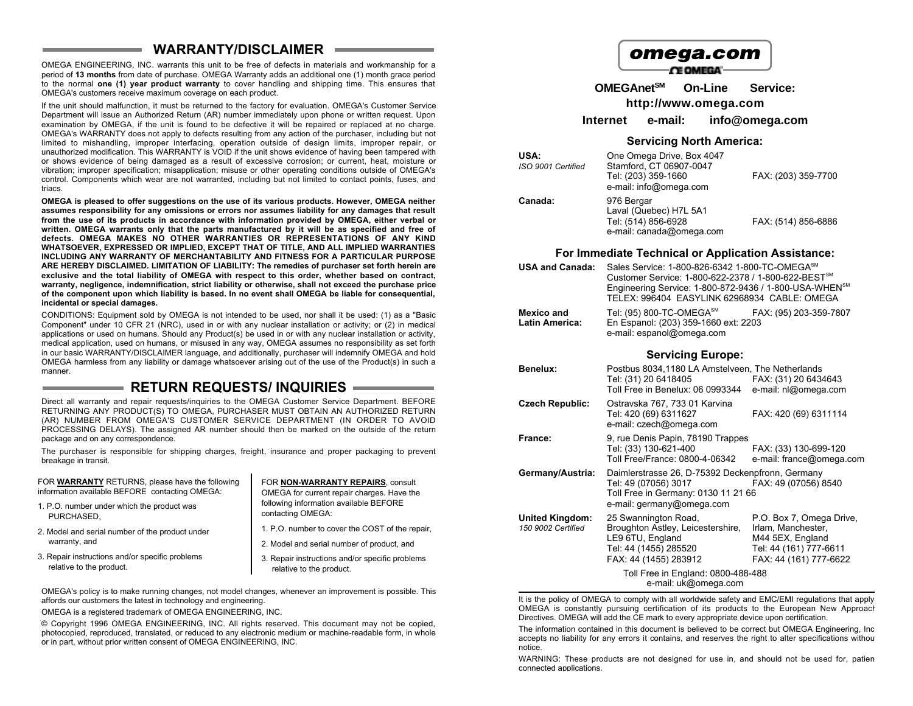## WARRANTY/DISCLAIMER

OMEGA ENGINEERING, INC. warrants this unit to be free of defects in materials and workmanship for a period of **13 months** from date of purchase. OMEGA Warranty adds an additional one (1) month grace period to the normal **one (1) year product warranty** to cover handling and shipping time. This ensures that OMEGA's customers receive maximum coverage on each product.

If the unit should malfunction, it must be returned to the factory for evaluation. OMEGA's Customer Service Department will issue an Authorized Return (AR) number immediately upon phone or written request. Upon examination by OMEGA, if the unit is found to be defective it will be repaired or replaced at no charge. OMEGA's WARRANTY does not apply to defects resulting from any action of the purchaser, including but not limited to mishandling, improper interfacing, operation outside of design limits, improper repair, or unauthorized modification. This WARRANTY is VOID if the unit shows evidence of having been tampered with or shows evidence of being damaged as a result of excessive corrosion; or current, heat, moisture or vibration; improper specification; misapplication; misuse or other operating conditions outside of OMEGA's control. Components which wear are not warranted, including but not limited to contact points, fuses, and triacs.

**OMEGA is pleased to offer suggestions on the use of its various products. However, OMEGA neither assumes responsibility for any omissions or errors nor assumes liability for any damages that result from the use of its products in accordance with information provided by OMEGA, either verbal or written. OMEGA warrants only that the parts manufactured by it will be as specified and free of defects. OMEGA MAKES NO OTHER WARRANTIES OR REPRESENTATIONS OF ANY KIND WHATSOEVER, EXPRESSED OR IMPLIED, EXCEPT THAT OF TITLE, AND ALL IMPLIED WARRANTIES INCLUDING ANY WARRANTY OF MERCHANTABILITY AND FITNESS FOR A PARTICULAR PURPOSE ARE HEREBY DISCLAIMED. LIMITATION OF LIABILITY: The remedies of purchaser set forth herein are exclusive and the total liability of OMEGA with respect to this order, whether based on contract, warranty, negligence, indemnification, strict liability or otherwise, shall not exceed the purchase price of the component upon which liability is based. In no event shall OMEGA be liable for consequential, incidental or special damages.**

CONDITIONS: Equipment sold by OMEGA is not intended to be used, nor shall it be used: (1) as a "Basic Component" under 10 CFR 21 (NRC), used in or with any nuclear installation or activity; or (2) in medical applications or used on humans. Should any Product(s) be used in or with any nuclear installation or activity, medical application, used on humans, or misused in any way, OMEGA assumes no responsibility as set forth in our basic WARRANTY/DISCLAIMER language, and additionally, purchaser will indemnify OMEGA and hold OMEGA harmless from any liability or damage whatsoever arising out of the use of the Product(s) in such a manner.

## RETURN REQUESTS/ INQUIRIES

Direct all warranty and repair requests/inquiries to the OMEGA Customer Service Department. BEFORE RETURNING ANY PRODUCT(S) TO OMEGA, PURCHASER MUST OBTAIN AN AUTHORIZED RETURN (AR) NUMBER FROM OMEGA'S CUSTOMER SERVICE DEPARTMENT (IN ORDER TO AVOID PROCESSING DELAYS). The assigned AR number should then be marked on the outside of the return package and on any correspondence.

The purchaser is responsible for shipping charges, freight, insurance and proper packaging to prevent breakage in transit.

FOR **WARRANTY** RETURNS, please have the following information available BEFORE contacting OMEGA:

1. P.O. number under which the product was PURCHASED,
2. Model and serial number of the product under warranty, and
3. Repair instructions and/or specific problems relative to the product.

FOR **NON-WARRANTY REPAIRS**, consult OMEGA for current repair charges. Have the following information available BEFORE contacting OMEGA:

1. P.O. number to cover the COST of the repair,
2. Model and serial number of product, and
3. Repair instructions and/or specific problems relative to the product.

OMEGA's policy is to make running changes, not model changes, whenever an improvement is possible. This affords our customers the latest in technology and engineering.

OMEGA is a registered trademark of OMEGA ENGINEERING, INC.

© Copyright 1996 OMEGA ENGINEERING, INC. All rights reserved. This document may not be copied, photocopied, reproduced, translated, or reduced to any electronic medium or machine-readable form, in whole or in part, without prior written consent of OMEGA ENGINEERING, INC.

**omega.com**

**OMEGAnet℠ On-Line Service:**
**http://www.omega.com**

**Internet e-mail: info@omega.com**

### Servicing North America:

**USA:** *ISO 9001 Certified*
One Omega Drive, Box 4047
Stamford, CT 06907-0047
Tel: (203) 359-1660 FAX: (203) 359-7700
e-mail: info@omega.com

**Canada:**
976 Bergar
Laval (Quebec) H7L 5A1
Tel: (514) 856-6928 FAX: (514) 856-6886
e-mail: canada@omega.com

### For Immediate Technical or Application Assistance:

**USA and Canada:**
Sales Service: 1-800-826-6342 1-800-TC-OMEGA℠
Customer Service: 1-800-622-2378 / 1-800-622-BEST℠
Engineering Service: 1-800-872-9436 / 1-800-USA-WHEN℠
TELEX: 996404 EASYLINK 62968934 CABLE: OMEGA

**Mexico and Latin America:**
Tel: (95) 800-TC-OMEGA℠ FAX: (95) 203-359-7807
En Espanol: (203) 359-1660 ext: 2203
e-mail: espanol@omega.com

### Servicing Europe:

**Benelux:**
Postbus 8034,1180 LA Amstelveen, The Netherlands
Tel: (31) 20 6418405 FAX: (31) 20 6434643
Toll Free in Benelux: 06 0993344 e-mail: nl@omega.com

**Czech Republic:**
Ostravska 767, 733 01 Karvina
Tel: 420 (69) 6311627 FAX: 420 (69) 6311114
e-mail: czech@omega.com

**France:**
9, rue Denis Papin, 78190 Trappes
Tel: (33) 130-621-400 FAX: (33) 130-699-120
Toll Free/France: 0800-4-06342 e-mail: france@omega.com

**Germany/Austria:**
Daimlerstrasse 26, D-75392 Deckenpfronn, Germany
Tel: 49 (07056) 3017 FAX: 49 (07056) 8540
Toll Free in Germany: 0130 11 21 66
e-mail: germany@omega.com

**United Kingdom:** *150 9002 Certified*
25 Swannington Road,
Broughton Astley, Leicestershire,
LE9 6TU, England
Tel: 44 (1455) 285520
FAX: 44 (1455) 283912

P.O. Box 7, Omega Drive,
Irlam, Manchester,
M44 5EX, England
Tel: 44 (161) 777-6611
FAX: 44 (161) 777-6622

Toll Free in England: 0800-488-488
e-mail: uk@omega.com

It is the policy of OMEGA to comply with all worldwide safety and EMC/EMI regulations that apply. OMEGA is constantly pursuing certification of its products to the European New Approach Directives. OMEGA will add the CE mark to every appropriate device upon certification.

The information contained in this document is believed to be correct but OMEGA Engineering, Inc. accepts no liability for any errors it contains, and reserves the right to alter specifications without notice.

WARNING: These products are not designed for use in, and should not be used for, patient connected applications.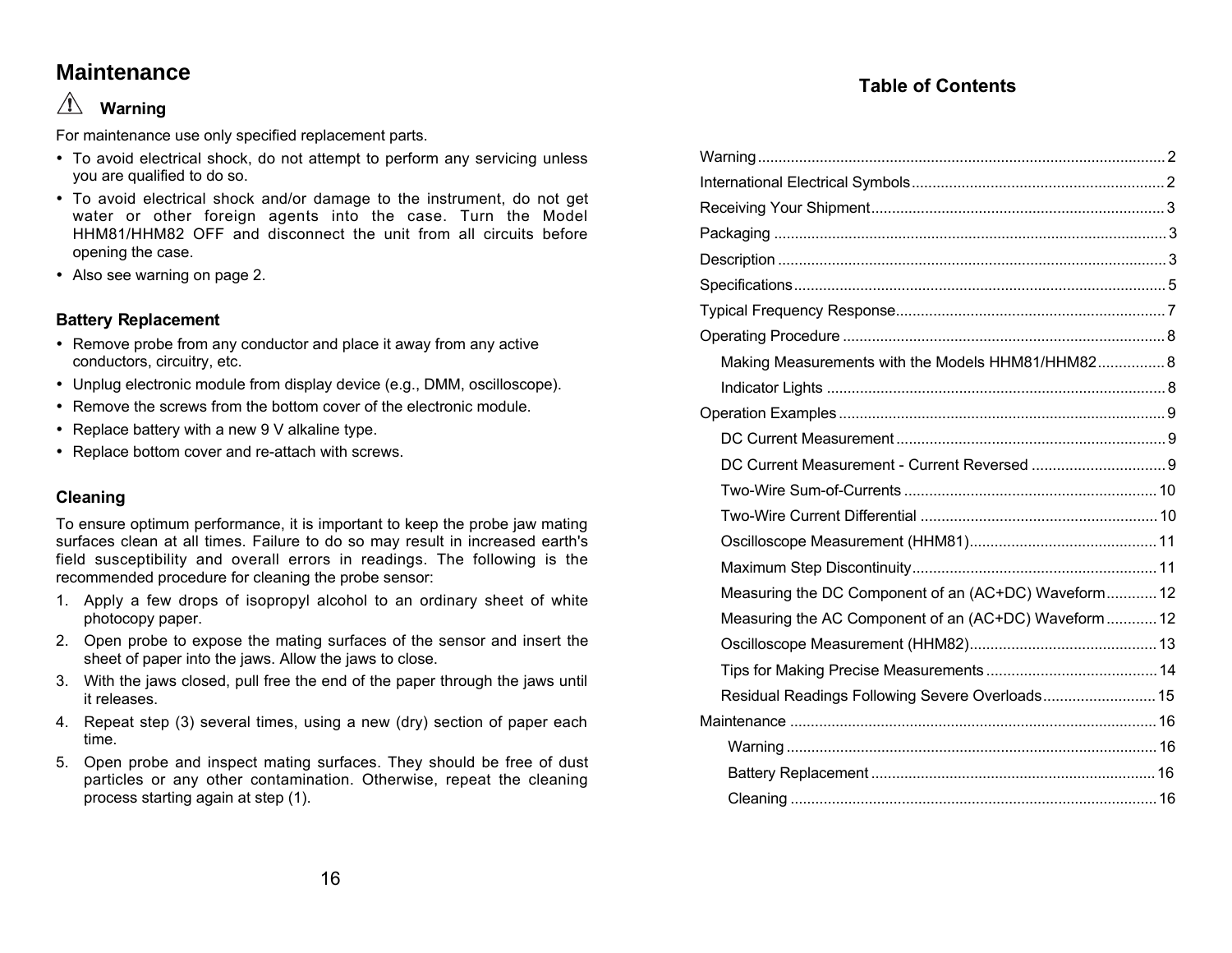# Maintenance

⚠ **Warning**

For maintenance use only specified replacement parts.

- To avoid electrical shock, do not attempt to perform any servicing unless you are qualified to do so.
- To avoid electrical shock and/or damage to the instrument, do not get water or other foreign agents into the case. Turn the Model HHM81/HHM82 OFF and disconnect the unit from all circuits before opening the case.
- Also see warning on page 2.

### Battery Replacement

- Remove probe from any conductor and place it away from any active conductors, circuitry, etc.
- Unplug electronic module from display device (e.g., DMM, oscilloscope).
- Remove the screws from the bottom cover of the electronic module.
- Replace battery with a new 9 V alkaline type.
- Replace bottom cover and re-attach with screws.

### Cleaning

To ensure optimum performance, it is important to keep the probe jaw mating surfaces clean at all times. Failure to do so may result in increased earth's field susceptibility and overall errors in readings. The following is the recommended procedure for cleaning the probe sensor:

1. Apply a few drops of isopropyl alcohol to an ordinary sheet of white photocopy paper.
2. Open probe to expose the mating surfaces of the sensor and insert the sheet of paper into the jaws. Allow the jaws to close.
3. With the jaws closed, pull free the end of the paper through the jaws until it releases.
4. Repeat step (3) several times, using a new (dry) section of paper each time.
5. Open probe and inspect mating surfaces. They should be free of dust particles or any other contamination. Otherwise, repeat the cleaning process starting again at step (1).

## Table of Contents

- Warning ..... 2
- International Electrical Symbols ..... 2
- Receiving Your Shipment ..... 3
- Packaging ..... 3
- Description ..... 3
- Specifications ..... 5
- Typical Frequency Response ..... 7
- Operating Procedure ..... 8
  - Making Measurements with the Models HHM81/HHM82 ..... 8
  - Indicator Lights ..... 8
- Operation Examples ..... 9
  - DC Current Measurement ..... 9
  - DC Current Measurement - Current Reversed ..... 9
  - Two-Wire Sum-of-Currents ..... 10
  - Two-Wire Current Differential ..... 10
  - Oscilloscope Measurement (HHM81) ..... 11
  - Maximum Step Discontinuity ..... 11
  - Measuring the DC Component of an (AC+DC) Waveform ..... 12
  - Measuring the AC Component of an (AC+DC) Waveform ..... 12
  - Oscilloscope Measurement (HHM82) ..... 13
  - Tips for Making Precise Measurements ..... 14
  - Residual Readings Following Severe Overloads ..... 15
- Maintenance ..... 16
  - Warning ..... 16
  - Battery Replacement ..... 16
  - Cleaning ..... 16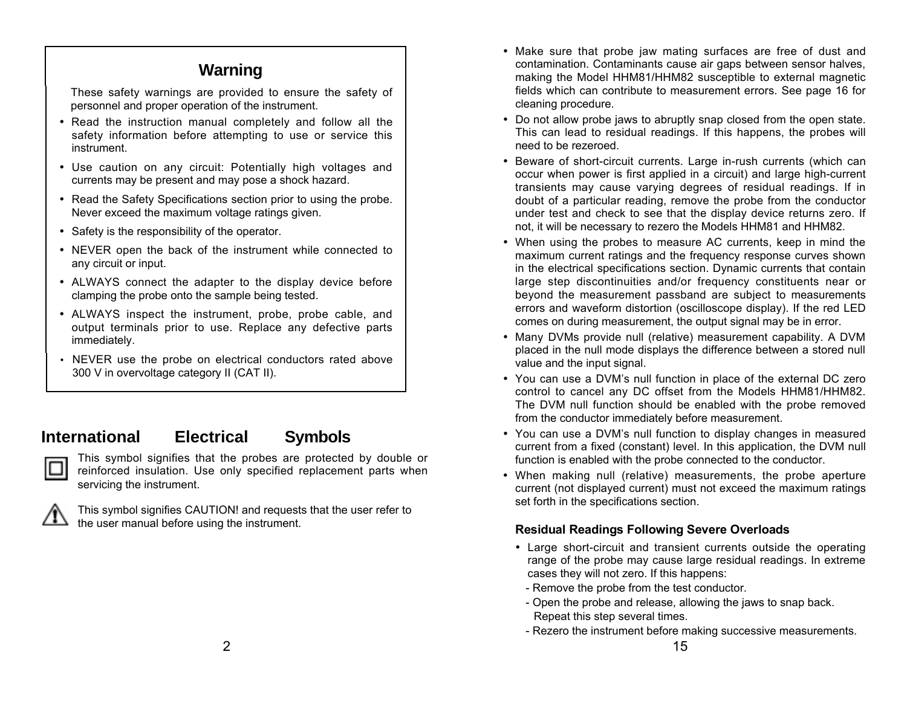## Warning

These safety warnings are provided to ensure the safety of personnel and proper operation of the instrument.

- Read the instruction manual completely and follow all the safety information before attempting to use or service this instrument.
- Use caution on any circuit: Potentially high voltages and currents may be present and may pose a shock hazard.
- Read the Safety Specifications section prior to using the probe. Never exceed the maximum voltage ratings given.
- Safety is the responsibility of the operator.
- NEVER open the back of the instrument while connected to any circuit or input.
- ALWAYS connect the adapter to the display device before clamping the probe onto the sample being tested.
- ALWAYS inspect the instrument, probe, probe cable, and output terminals prior to use. Replace any defective parts immediately.
- NEVER use the probe on electrical conductors rated above 300 V in overvoltage category II (CAT II).

## International Electrical Symbols

This symbol signifies that the probes are protected by double or reinforced insulation. Use only specified replacement parts when servicing the instrument.

This symbol signifies CAUTION! and requests that the user refer to the user manual before using the instrument.

- Make sure that probe jaw mating surfaces are free of dust and contamination. Contaminants cause air gaps between sensor halves, making the Model HHM81/HHM82 susceptible to external magnetic fields which can contribute to measurement errors. See page 16 for cleaning procedure.
- Do not allow probe jaws to abruptly snap closed from the open state. This can lead to residual readings. If this happens, the probes will need to be rezeroed.
- Beware of short-circuit currents. Large in-rush currents (which can occur when power is first applied in a circuit) and large high-current transients may cause varying degrees of residual readings. If in doubt of a particular reading, remove the probe from the conductor under test and check to see that the display device returns zero. If not, it will be necessary to rezero the Models HHM81 and HHM82.
- When using the probes to measure AC currents, keep in mind the maximum current ratings and the frequency response curves shown in the electrical specifications section. Dynamic currents that contain large step discontinuities and/or frequency constituents near or beyond the measurement passband are subject to measurements errors and waveform distortion (oscilloscope display). If the red LED comes on during measurement, the output signal may be in error.
- Many DVMs provide null (relative) measurement capability. A DVM placed in the null mode displays the difference between a stored null value and the input signal.
- You can use a DVM's null function in place of the external DC zero control to cancel any DC offset from the Models HHM81/HHM82. The DVM null function should be enabled with the probe removed from the conductor immediately before measurement.
- You can use a DVM's null function to display changes in measured current from a fixed (constant) level. In this application, the DVM null function is enabled with the probe connected to the conductor.
- When making null (relative) measurements, the probe aperture current (not displayed current) must not exceed the maximum ratings set forth in the specifications section.

### Residual Readings Following Severe Overloads

- Large short-circuit and transient currents outside the operating range of the probe may cause large residual readings. In extreme cases they will not zero. If this happens:
  - Remove the probe from the test conductor.
  - Open the probe and release, allowing the jaws to snap back. Repeat this step several times.
  - Rezero the instrument before making successive measurements.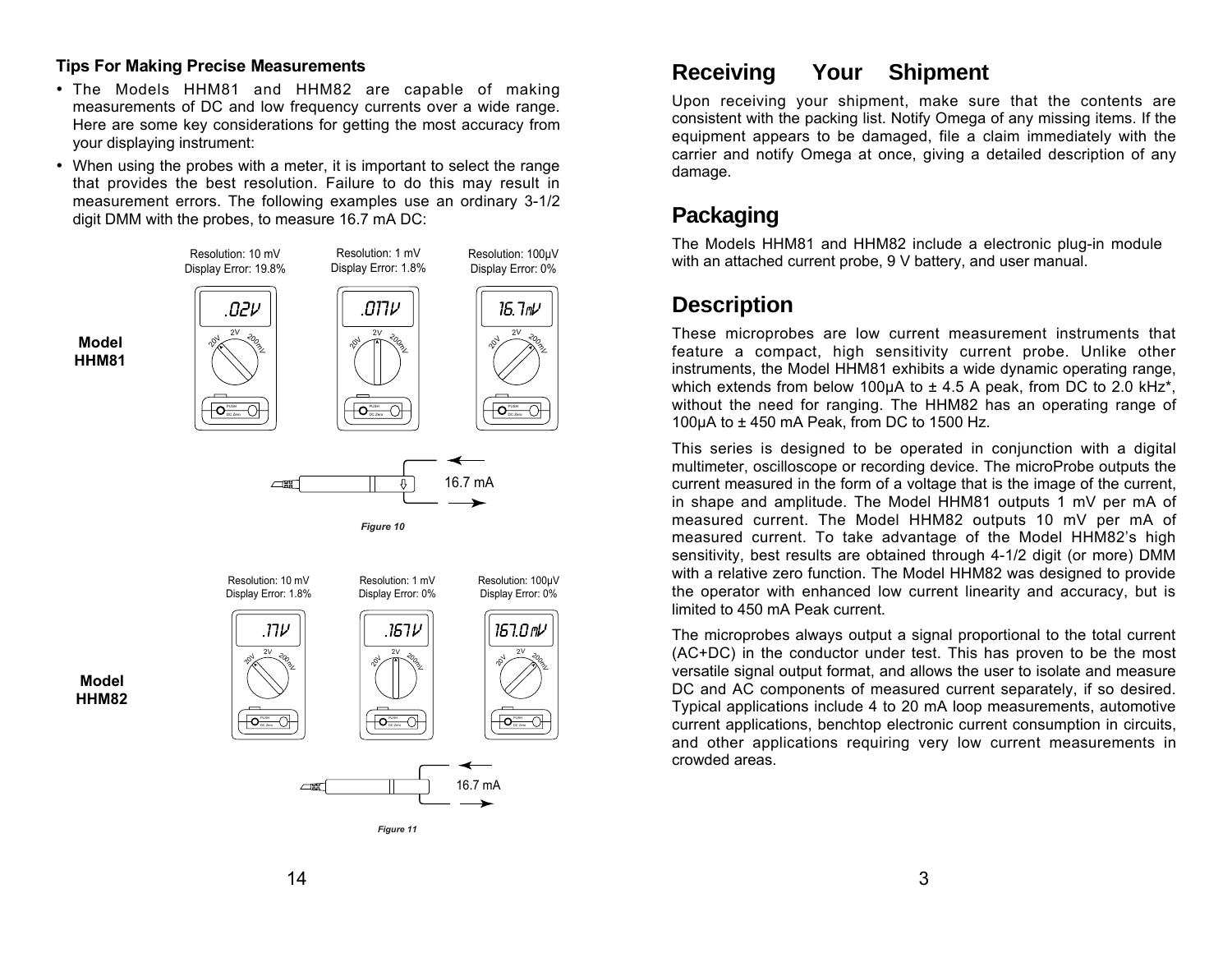### Tips For Making Precise Measurements

- The Models HHM81 and HHM82 are capable of making measurements of DC and low frequency currents over a wide range. Here are some key considerations for getting the most accuracy from your displaying instrument:
- When using the probes with a meter, it is important to select the range that provides the best resolution. Failure to do this may result in measurement errors. The following examples use an ordinary 3-1/2 digit DMM with the probes, to measure 16.7 mA DC:

**Model HHM81**

| | Resolution | Display Error | Display |
|---|---|---|---|
| 20V range | 10 mV | 19.8% | .02V |
| 2V range | 1 mV | 1.8% | .017V |
| 200mV range | 100µV | 0% | 16.7mV |

16.7 mA

*Figure 10*

**Model HHM82**

| | Resolution | Display Error | Display |
|---|---|---|---|
| 20V range | 10 mV | 1.8% | .17V |
| 2V range | 1 mV | 0% | .167V |
| 200mV range | 100µV | 0% | 167.0mV |

16.7 mA

*Figure 11*

## Receiving Your Shipment

Upon receiving your shipment, make sure that the contents are consistent with the packing list. Notify Omega of any missing items. If the equipment appears to be damaged, file a claim immediately with the carrier and notify Omega at once, giving a detailed description of any damage.

## Packaging

The Models HHM81 and HHM82 include a electronic plug-in module with an attached current probe, 9 V battery, and user manual.

## Description

These microprobes are low current measurement instruments that feature a compact, high sensitivity current probe. Unlike other instruments, the Model HHM81 exhibits a wide dynamic operating range, which extends from below 100µA to ± 4.5 A peak, from DC to 2.0 kHz*, without the need for ranging. The HHM82 has an operating range of 100µA to ± 450 mA Peak, from DC to 1500 Hz.

This series is designed to be operated in conjunction with a digital multimeter, oscilloscope or recording device. The microProbe outputs the current measured in the form of a voltage that is the image of the current, in shape and amplitude. The Model HHM81 outputs 1 mV per mA of measured current. The Model HHM82 outputs 10 mV per mA of measured current. To take advantage of the Model HHM82's high sensitivity, best results are obtained through 4-1/2 digit (or more) DMM with a relative zero function. The Model HHM82 was designed to provide the operator with enhanced low current linearity and accuracy, but is limited to 450 mA Peak current.

The microprobes always output a signal proportional to the total current (AC+DC) in the conductor under test. This has proven to be the most versatile signal output format, and allows the user to isolate and measure DC and AC components of measured current separately, if so desired. Typical applications include 4 to 20 mA loop measurements, automotive current applications, benchtop electronic current consumption in circuits, and other applications requiring very low current measurements in crowded areas.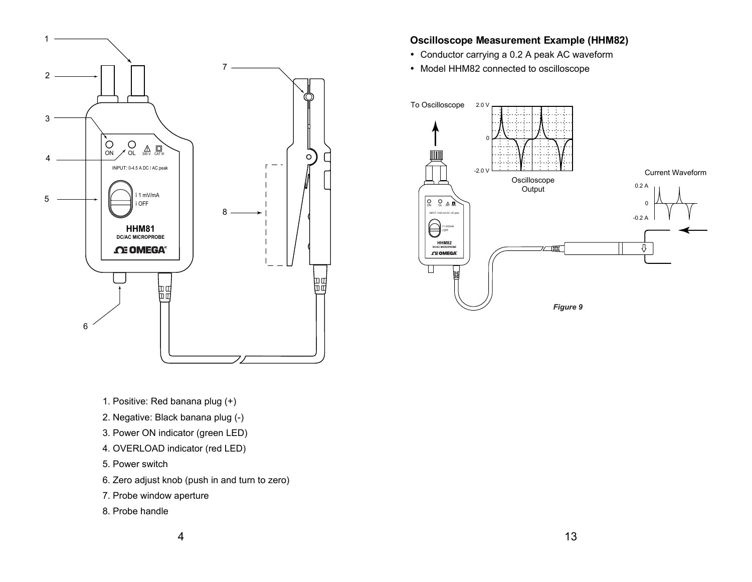1. Positive: Red banana plug (+)
2. Negative: Black banana plug (-)
3. Power ON indicator (green LED)
4. OVERLOAD indicator (red LED)
5. Power switch
6. Zero adjust knob (push in and turn to zero)
7. Probe window aperture
8. Probe handle

### Oscilloscope Measurement Example (HHM82)

- Conductor carrying a 0.2 A peak AC waveform
- Model HHM82 connected to oscilloscope

*Figure 9*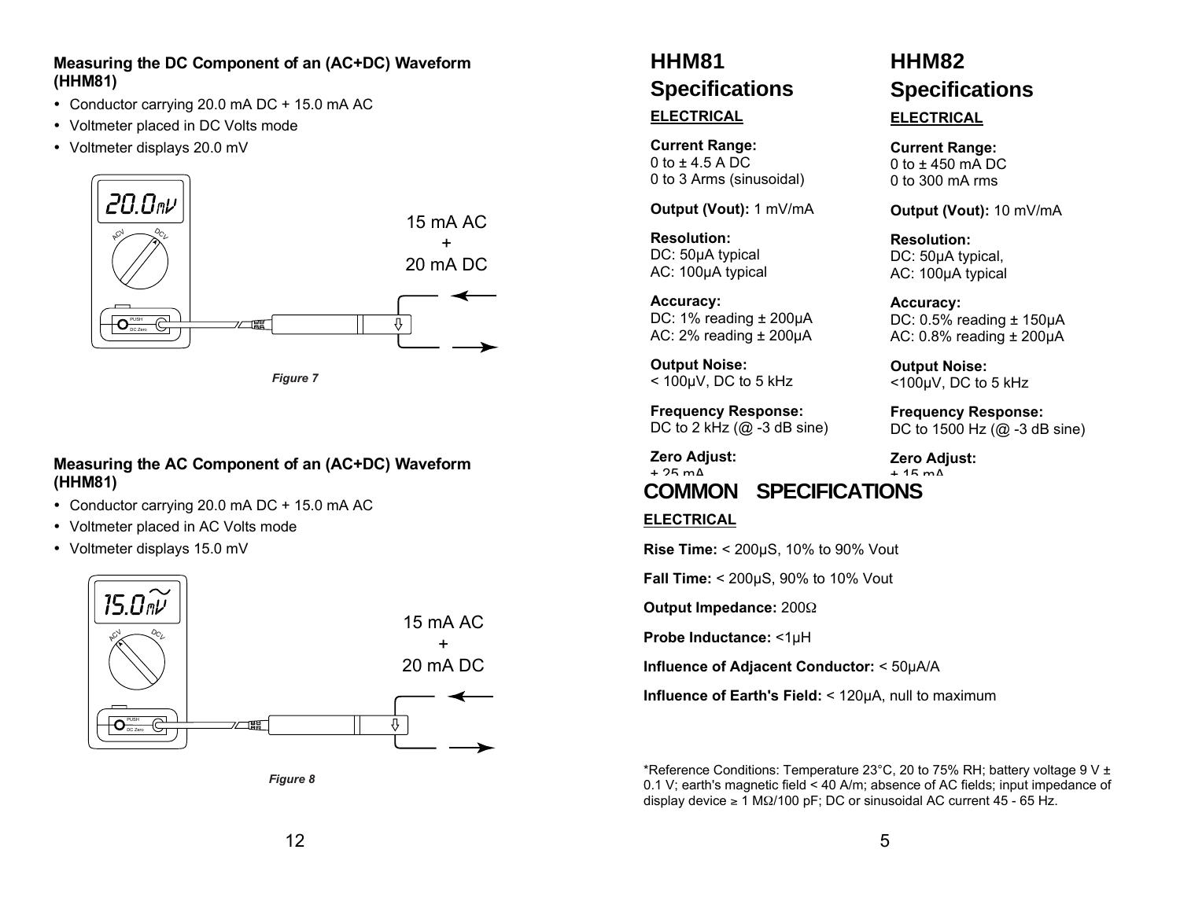## Measuring the DC Component of an (AC+DC) Waveform (HHM81)

- Conductor carrying 20.0 mA DC + 15.0 mA AC
- Voltmeter placed in DC Volts mode
- Voltmeter displays 20.0 mV

20.0mV

ACV DCV

PUSH DC Zero

15 mA AC + 20 mA DC

*Figure 7*

## Measuring the AC Component of an (AC+DC) Waveform (HHM81)

- Conductor carrying 20.0 mA DC + 15.0 mA AC
- Voltmeter placed in AC Volts mode
- Voltmeter displays 15.0 mV

15.0mV

ACV DCV

PUSH DC Zero

15 mA AC + 20 mA DC

*Figure 8*

# HHM81 Specifications

**ELECTRICAL**

**Current Range:**
0 to ± 4.5 A DC
0 to 3 Arms (sinusoidal)

**Output (Vout):** 1 mV/mA

**Resolution:**
DC: 50µA typical
AC: 100µA typical

**Accuracy:**
DC: 1% reading ± 200µA
AC: 2% reading ± 200µA

**Output Noise:**
< 100µV, DC to 5 kHz

**Frequency Response:**
DC to 2 kHz (@ -3 dB sine)

**Zero Adjust:**
± 25 mA

# HHM82 Specifications

**ELECTRICAL**

**Current Range:**
0 to ± 450 mA DC
0 to 300 mA rms

**Output (Vout):** 10 mV/mA

**Resolution:**
DC: 50µA typical,
AC: 100µA typical

**Accuracy:**
DC: 0.5% reading ± 150µA
AC: 0.8% reading ± 200µA

**Output Noise:**
<100µV, DC to 5 kHz

**Frequency Response:**
DC to 1500 Hz (@ -3 dB sine)

**Zero Adjust:**
± 15 mA

# COMMON SPECIFICATIONS

**ELECTRICAL**

**Rise Time:** < 200µS, 10% to 90% Vout

**Fall Time:** < 200µS, 90% to 10% Vout

**Output Impedance:** 200Ω

**Probe Inductance:** <1µH

**Influence of Adjacent Conductor:** < 50µA/A

**Influence of Earth's Field:** < 120µA, null to maximum

*Reference Conditions: Temperature 23°C, 20 to 75% RH; battery voltage 9 V ± 0.1 V; earth's magnetic field < 40 A/m; absence of AC fields; input impedance of display device ≥ 1 MΩ/100 pF; DC or sinusoidal AC current 45 - 65 Hz.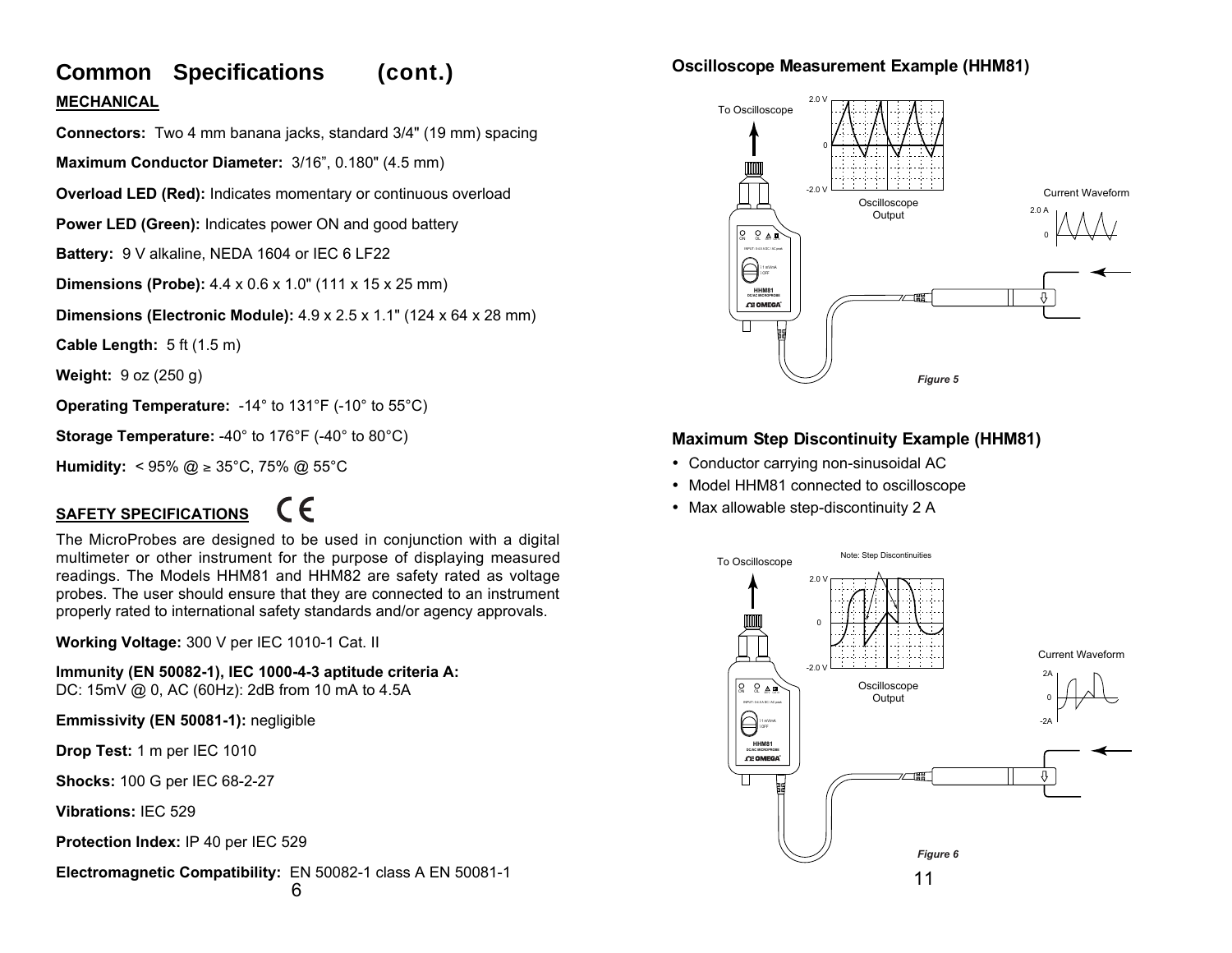## Common Specifications (cont.)

### MECHANICAL

**Connectors:** Two 4 mm banana jacks, standard 3/4" (19 mm) spacing

**Maximum Conductor Diameter:** 3/16", 0.180" (4.5 mm)

**Overload LED (Red):** Indicates momentary or continuous overload

**Power LED (Green):** Indicates power ON and good battery

**Battery:** 9 V alkaline, NEDA 1604 or IEC 6 LF22

**Dimensions (Probe):** 4.4 x 0.6 x 1.0" (111 x 15 x 25 mm)

**Dimensions (Electronic Module):** 4.9 x 2.5 x 1.1" (124 x 64 x 28 mm)

**Cable Length:** 5 ft (1.5 m)

**Weight:** 9 oz (250 g)

**Operating Temperature:** -14° to 131°F (-10° to 55°C)

**Storage Temperature:** -40° to 176°F (-40° to 80°C)

**Humidity:** < 95% @ ≥ 35°C, 75% @ 55°C

### SAFETY SPECIFICATIONS CE

The MicroProbes are designed to be used in conjunction with a digital multimeter or other instrument for the purpose of displaying measured readings. The Models HHM81 and HHM82 are safety rated as voltage probes. The user should ensure that they are connected to an instrument properly rated to international safety standards and/or agency approvals.

**Working Voltage:** 300 V per IEC 1010-1 Cat. II

**Immunity (EN 50082-1), IEC 1000-4-3 aptitude criteria A:**
DC: 15mV @ 0, AC (60Hz): 2dB from 10 mA to 4.5A

**Emmissivity (EN 50081-1):** negligible

**Drop Test:** 1 m per IEC 1010

**Shocks:** 100 G per IEC 68-2-27

**Vibrations:** IEC 529

**Protection Index:** IP 40 per IEC 529

**Electromagnetic Compatibility:** EN 50082-1 class A EN 50081-1

### Oscilloscope Measurement Example (HHM81)

*Figure 5*

### Maximum Step Discontinuity Example (HHM81)

- Conductor carrying non-sinusoidal AC
- Model HHM81 connected to oscilloscope
- Max allowable step-discontinuity 2 A

*Figure 6*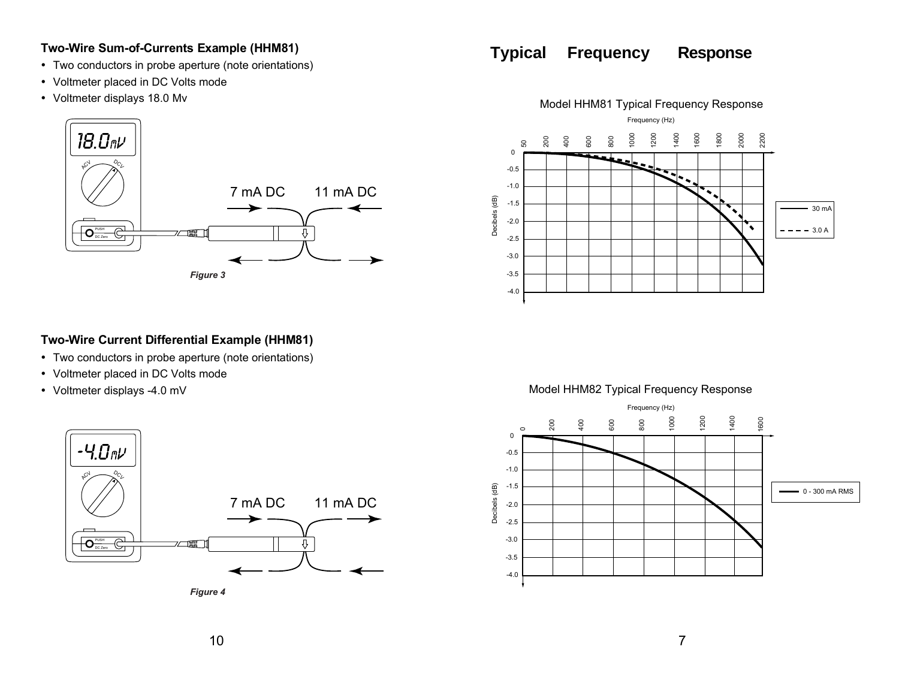### Two-Wire Sum-of-Currents Example (HHM81)

- Two conductors in probe aperture (note orientations)
- Voltmeter placed in DC Volts mode
- Voltmeter displays 18.0 Mv

18.0mV

7 mA DC    11 mA DC

*Figure 3*

### Two-Wire Current Differential Example (HHM81)

- Two conductors in probe aperture (note orientations)
- Voltmeter placed in DC Volts mode
- Voltmeter displays -4.0 mV

-4.0mV

7 mA DC    11 mA DC

*Figure 4*

# Typical Frequency Response

Model HHM81 Typical Frequency Response

Model HHM82 Typical Frequency Response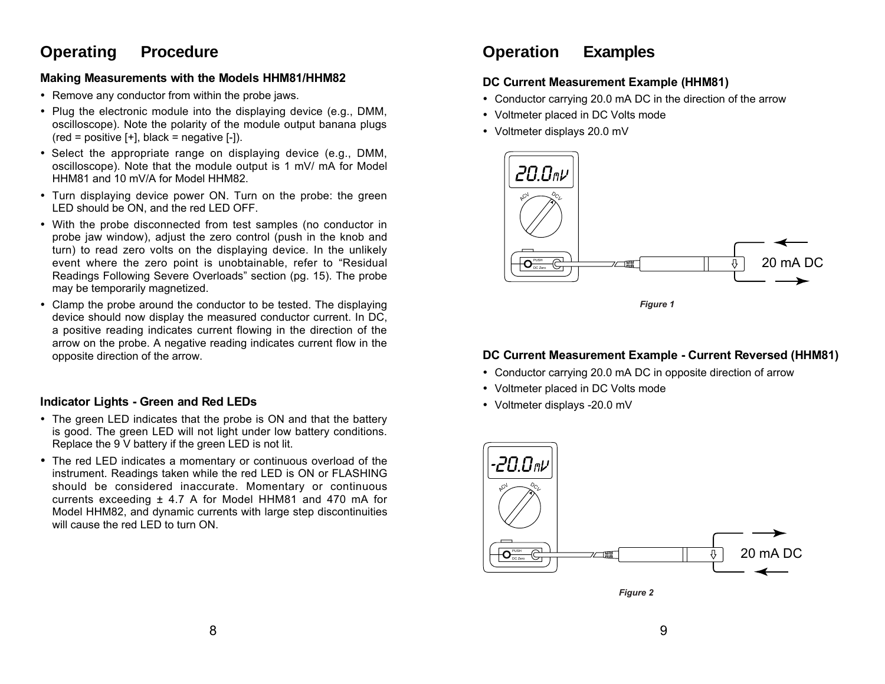## Operating Procedure

### Making Measurements with the Models HHM81/HHM82

- Remove any conductor from within the probe jaws.
- Plug the electronic module into the displaying device (e.g., DMM, oscilloscope). Note the polarity of the module output banana plugs (red = positive [+], black = negative [-]).
- Select the appropriate range on displaying device (e.g., DMM, oscilloscope). Note that the module output is 1 mV/ mA for Model HHM81 and 10 mV/A for Model HHM82.
- Turn displaying device power ON. Turn on the probe: the green LED should be ON, and the red LED OFF.
- With the probe disconnected from test samples (no conductor in probe jaw window), adjust the zero control (push in the knob and turn) to read zero volts on the displaying device. In the unlikely event where the zero point is unobtainable, refer to "Residual Readings Following Severe Overloads" section (pg. 15). The probe may be temporarily magnetized.
- Clamp the probe around the conductor to be tested. The displaying device should now display the measured conductor current. In DC, a positive reading indicates current flowing in the direction of the arrow on the probe. A negative reading indicates current flow in the opposite direction of the arrow.

### Indicator Lights - Green and Red LEDs

- The green LED indicates that the probe is ON and that the battery is good. The green LED will not light under low battery conditions. Replace the 9 V battery if the green LED is not lit.
- The red LED indicates a momentary or continuous overload of the instrument. Readings taken while the red LED is ON or FLASHING should be considered inaccurate. Momentary or continuous currents exceeding ± 4.7 A for Model HHM81 and 470 mA for Model HHM82, and dynamic currents with large step discontinuities will cause the red LED to turn ON.

## Operation Examples

### DC Current Measurement Example (HHM81)

- Conductor carrying 20.0 mA DC in the direction of the arrow
- Voltmeter placed in DC Volts mode
- Voltmeter displays 20.0 mV

20.0mV
ACV DCV
PUSH
DC Zero
20 mA DC

*Figure 1*

### DC Current Measurement Example - Current Reversed (HHM81)

- Conductor carrying 20.0 mA DC in opposite direction of arrow
- Voltmeter placed in DC Volts mode
- Voltmeter displays -20.0 mV

-20.0mV
ACV DCV
PUSH
DC Zero
20 mA DC

*Figure 2*